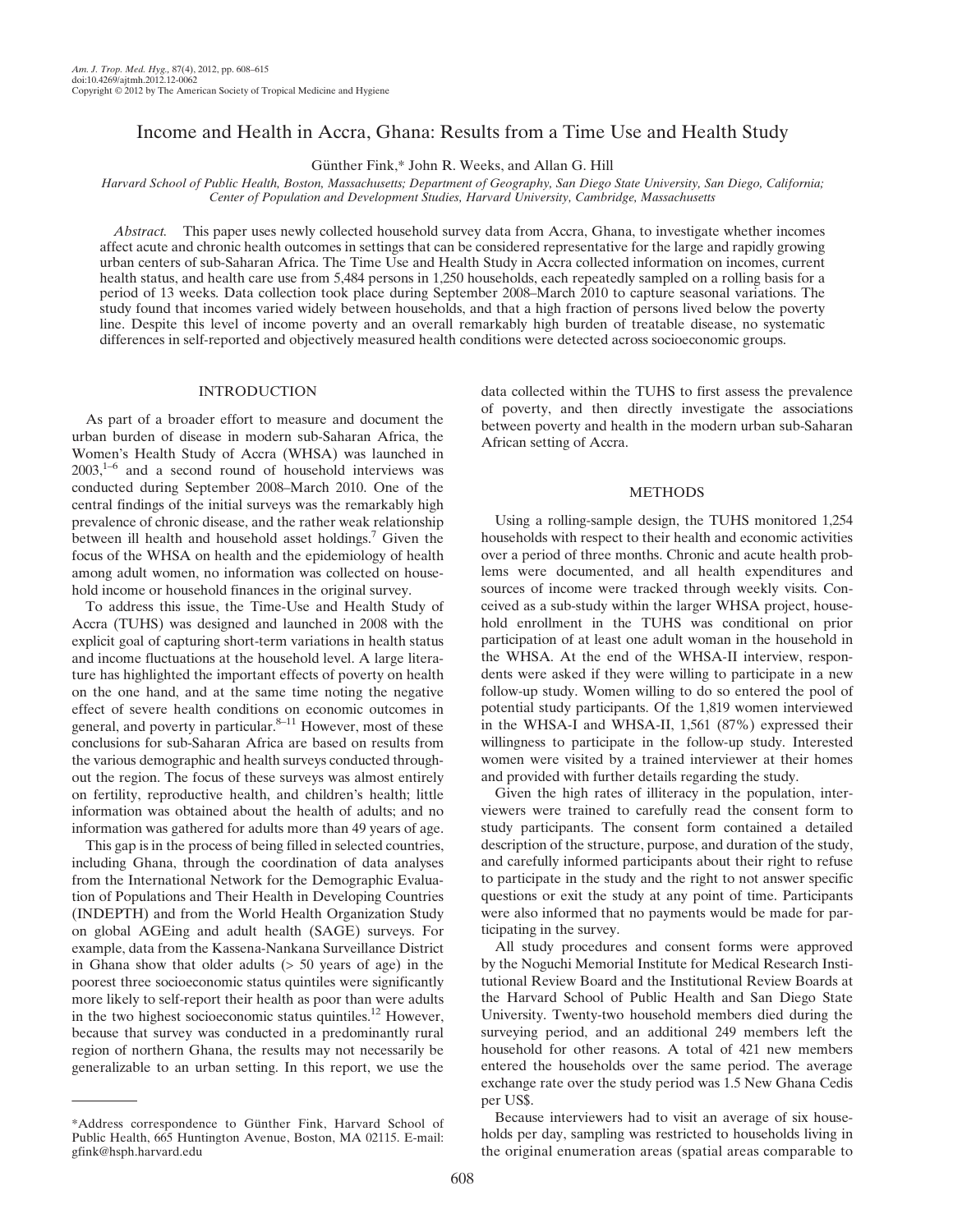# Income and Health in Accra, Ghana: Results from a Time Use and Health Study

Günther Fink,* John R. Weeks, and Allan G. Hill

*Harvard School of Public Health, Boston, Massachusetts; Department of Geography, San Diego State University, San Diego, California; Center of Population and Development Studies, Harvard University, Cambridge, Massachusetts*

*Abstract.* This paper uses newly collected household survey data from Accra, Ghana, to investigate whether incomes affect acute and chronic health outcomes in settings that can be considered representative for the large and rapidly growing urban centers of sub-Saharan Africa. The Time Use and Health Study in Accra collected information on incomes, current health status, and health care use from 5,484 persons in 1,250 households, each repeatedly sampled on a rolling basis for a period of 13 weeks. Data collection took place during September 2008–March 2010 to capture seasonal variations. The study found that incomes varied widely between households, and that a high fraction of persons lived below the poverty line. Despite this level of income poverty and an overall remarkably high burden of treatable disease, no systematic differences in self-reported and objectively measured health conditions were detected across socioeconomic groups.

## INTRODUCTION

As part of a broader effort to measure and document the urban burden of disease in modern sub-Saharan Africa, the Women's Health Study of Accra (WHSA) was launched in 2003,[1–6] and a second round of household interviews was conducted during September 2008–March 2010. One of the central findings of the initial surveys was the remarkably high prevalence of chronic disease, and the rather weak relationship between ill health and household asset holdings.[7] Given the focus of the WHSA on health and the epidemiology of health among adult women, no information was collected on household income or household finances in the original survey.

To address this issue, the Time-Use and Health Study of Accra (TUHS) was designed and launched in 2008 with the explicit goal of capturing short-term variations in health status and income fluctuations at the household level. A large literature has highlighted the important effects of poverty on health on the one hand, and at the same time noting the negative effect of severe health conditions on economic outcomes in general, and poverty in particular.[8–11] However, most of these conclusions for sub-Saharan Africa are based on results from the various demographic and health surveys conducted throughout the region. The focus of these surveys was almost entirely on fertility, reproductive health, and children's health; little information was obtained about the health of adults; and no information was gathered for adults more than 49 years of age.

This gap is in the process of being filled in selected countries, including Ghana, through the coordination of data analyses from the International Network for the Demographic Evaluation of Populations and Their Health in Developing Countries (INDEPTH) and from the World Health Organization Study on global AGEing and adult health (SAGE) surveys. For example, data from the Kassena-Nankana Surveillance District in Ghana show that older adults (> 50 years of age) in the poorest three socioeconomic status quintiles were significantly more likely to self-report their health as poor than were adults in the two highest socioeconomic status quintiles.[12] However, because that survey was conducted in a predominantly rural region of northern Ghana, the results may not necessarily be generalizable to an urban setting. In this report, we use the data collected within the TUHS to first assess the prevalence of poverty, and then directly investigate the associations between poverty and health in the modern urban sub-Saharan African setting of Accra.

## METHODS

Using a rolling-sample design, the TUHS monitored 1,254 households with respect to their health and economic activities over a period of three months. Chronic and acute health problems were documented, and all health expenditures and sources of income were tracked through weekly visits. Conceived as a sub-study within the larger WHSA project, household enrollment in the TUHS was conditional on prior participation of at least one adult woman in the household in the WHSA. At the end of the WHSA-II interview, respondents were asked if they were willing to participate in a new follow-up study. Women willing to do so entered the pool of potential study participants. Of the 1,819 women interviewed in the WHSA-I and WHSA-II, 1,561 (87%) expressed their willingness to participate in the follow-up study. Interested women were visited by a trained interviewer at their homes and provided with further details regarding the study.

Given the high rates of illiteracy in the population, interviewers were trained to carefully read the consent form to study participants. The consent form contained a detailed description of the structure, purpose, and duration of the study, and carefully informed participants about their right to refuse to participate in the study and the right to not answer specific questions or exit the study at any point of time. Participants were also informed that no payments would be made for participating in the survey.

All study procedures and consent forms were approved by the Noguchi Memorial Institute for Medical Research Institutional Review Board and the Institutional Review Boards at the Harvard School of Public Health and San Diego State University. Twenty-two household members died during the surveying period, and an additional 249 members left the household for other reasons. A total of 421 new members entered the households over the same period. The average exchange rate over the study period was 1.5 New Ghana Cedis per US$.

Because interviewers had to visit an average of six households per day, sampling was restricted to households living in the original enumeration areas (spatial areas comparable to

---

*Address correspondence to Günther Fink, Harvard School of Public Health, 665 Huntington Avenue, Boston, MA 02115. E-mail: gfink@hsph.harvard.edu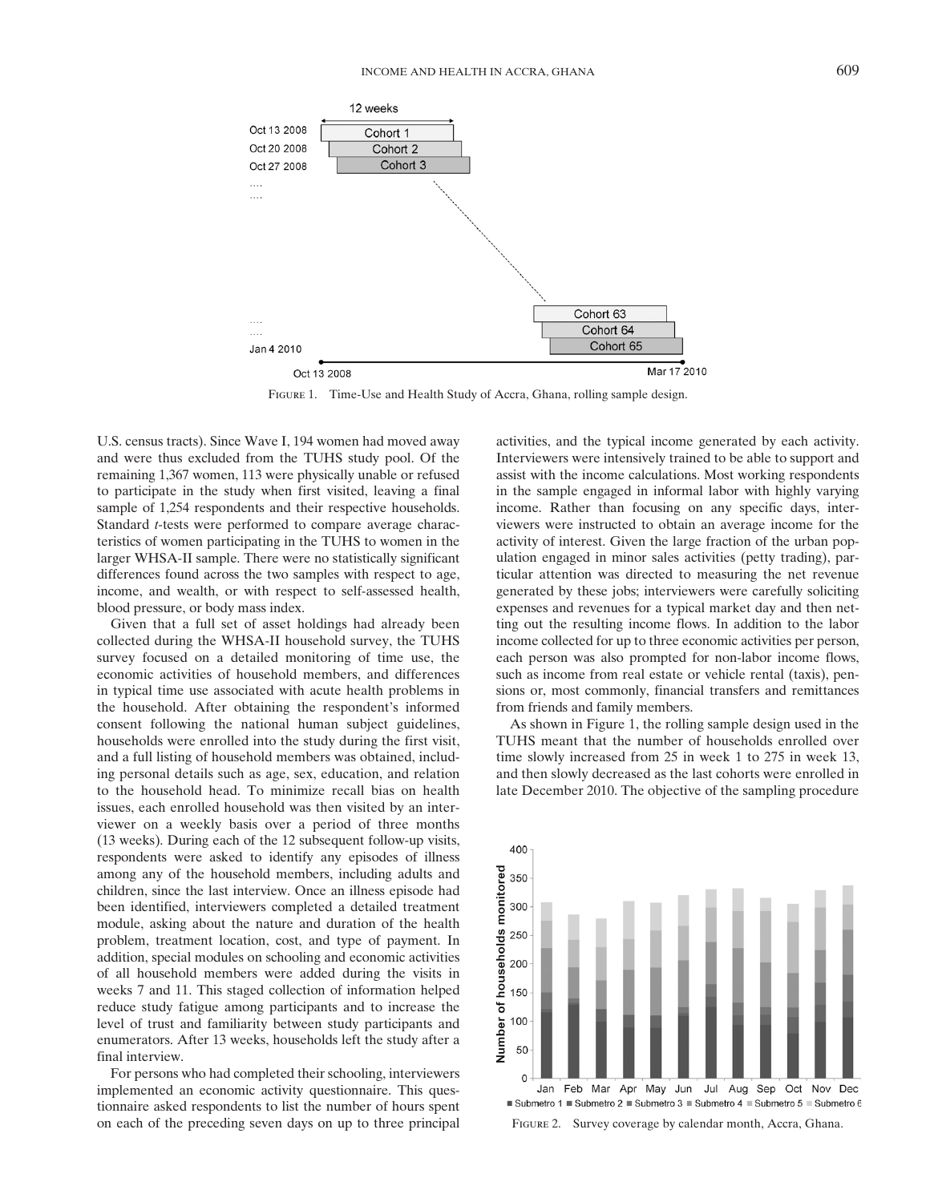12 weeks

Oct 13 2008

Oct 20 2008

Oct 27 2008

Cohort 1

Cohort 2

Cohort 3

Cohort 63

Cohort 64

Cohort 65

Jan 4 2010

Oct 13 2008

Mar 17 2010

FIGURE 1. Time-Use and Health Study of Accra, Ghana, rolling sample design.

U.S. census tracts). Since Wave I, 194 women had moved away and were thus excluded from the TUHS study pool. Of the remaining 1,367 women, 113 were physically unable or refused to participate in the study when first visited, leaving a final sample of 1,254 respondents and their respective households. Standard *t*-tests were performed to compare average characteristics of women participating in the TUHS to women in the larger WHSA-II sample. There were no statistically significant differences found across the two samples with respect to age, income, and wealth, or with respect to self-assessed health, blood pressure, or body mass index.

Given that a full set of asset holdings had already been collected during the WHSA-II household survey, the TUHS survey focused on a detailed monitoring of time use, the economic activities of household members, and differences in typical time use associated with acute health problems in the household. After obtaining the respondent's informed consent following the national human subject guidelines, households were enrolled into the study during the first visit, and a full listing of household members was obtained, including personal details such as age, sex, education, and relation to the household head. To minimize recall bias on health issues, each enrolled household was then visited by an interviewer on a weekly basis over a period of three months (13 weeks). During each of the 12 subsequent follow-up visits, respondents were asked to identify any episodes of illness among any of the household members, including adults and children, since the last interview. Once an illness episode had been identified, interviewers completed a detailed treatment module, asking about the nature and duration of the health problem, treatment location, cost, and type of payment. In addition, special modules on schooling and economic activities of all household members were added during the visits in weeks 7 and 11. This staged collection of information helped reduce study fatigue among participants and to increase the level of trust and familiarity between study participants and enumerators. After 13 weeks, households left the study after a final interview.

For persons who had completed their schooling, interviewers implemented an economic activity questionnaire. This questionnaire asked respondents to list the number of hours spent on each of the preceding seven days on up to three principal activities, and the typical income generated by each activity. Interviewers were intensively trained to be able to support and assist with the income calculations. Most working respondents in the sample engaged in informal labor with highly varying income. Rather than focusing on any specific days, interviewers were instructed to obtain an average income for the activity of interest. Given the large fraction of the urban population engaged in minor sales activities (petty trading), particular attention was directed to measuring the net revenue generated by these jobs; interviewers were carefully soliciting expenses and revenues for a typical market day and then netting out the resulting income flows. In addition to the labor income collected for up to three economic activities per person, each person was also prompted for non-labor income flows, such as income from real estate or vehicle rental (taxis), pensions or, most commonly, financial transfers and remittances from friends and family members.

As shown in Figure 1, the rolling sample design used in the TUHS meant that the number of households enrolled over time slowly increased from 25 in week 1 to 275 in week 13, and then slowly decreased as the last cohorts were enrolled in late December 2010. The objective of the sampling procedure

Number of households monitored

400

350

300

250

200

150

100

50

0

Jan Feb Mar Apr May Jun Jul Aug Sep Oct Nov Dec

■ Submetro 1 ■ Submetro 2 ■ Submetro 3 ■ Submetro 4 ■ Submetro 5 ■ Submetro 6

FIGURE 2. Survey coverage by calendar month, Accra, Ghana.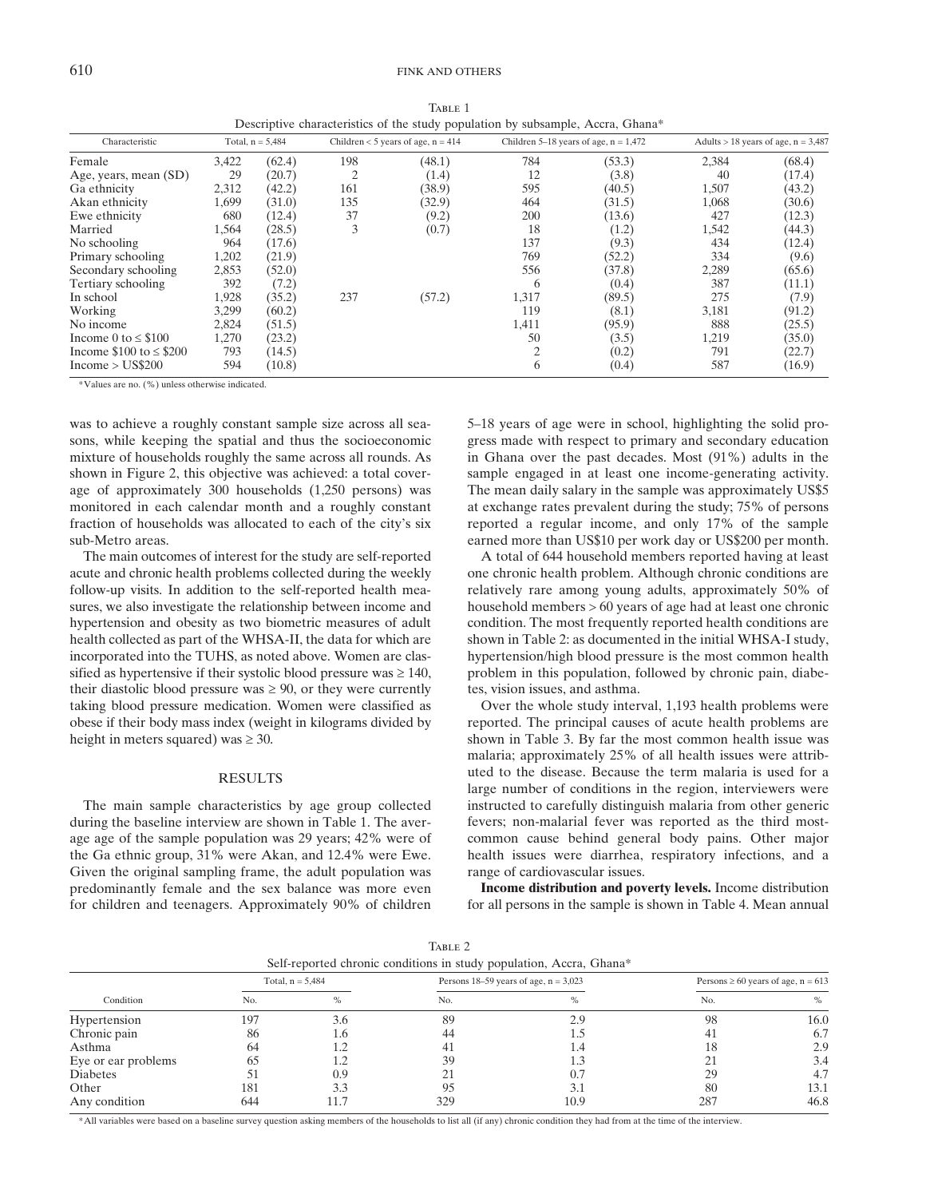Table 1
Descriptive characteristics of the study population by subsample, Accra, Ghana*

| Characteristic | Total, n = 5,484 | | Children < 5 years of age, n = 414 | | Children 5–18 years of age, n = 1,472 | | Adults > 18 years of age, n = 3,487 | |
|---|---|---|---|---|---|---|---|---|
| Female | 3,422 | (62.4) | 198 | (48.1) | 784 | (53.3) | 2,384 | (68.4) |
| Age, years, mean (SD) | 29 | (20.7) | 2 | (1.4) | 12 | (3.8) | 40 | (17.4) |
| Ga ethnicity | 2,312 | (42.2) | 161 | (38.9) | 595 | (40.5) | 1,507 | (43.2) |
| Akan ethnicity | 1,699 | (31.0) | 135 | (32.9) | 464 | (31.5) | 1,068 | (30.6) |
| Ewe ethnicity | 680 | (12.4) | 37 | (9.2) | 200 | (13.6) | 427 | (12.3) |
| Married | 1,564 | (28.5) | 3 | (0.7) | 18 | (1.2) | 1,542 | (44.3) |
| No schooling | 964 | (17.6) | | | 137 | (9.3) | 434 | (12.4) |
| Primary schooling | 1,202 | (21.9) | | | 769 | (52.2) | 334 | (9.6) |
| Secondary schooling | 2,853 | (52.0) | | | 556 | (37.8) | 2,289 | (65.6) |
| Tertiary schooling | 392 | (7.2) | | | 6 | (0.4) | 387 | (11.1) |
| In school | 1,928 | (35.2) | 237 | (57.2) | 1,317 | (89.5) | 275 | (7.9) |
| Working | 3,299 | (60.2) | | | 119 | (8.1) | 3,181 | (91.2) |
| No income | 2,824 | (51.5) | | | 1,411 | (95.9) | 888 | (25.5) |
| Income 0 to ≤ $100 | 1,270 | (23.2) | | | 50 | (3.5) | 1,219 | (35.0) |
| Income $100 to ≤ $200 | 793 | (14.5) | | | 2 | (0.2) | 791 | (22.7) |
| Income > US$200 | 594 | (10.8) | | | 6 | (0.4) | 587 | (16.9) |

*Values are no. (%) unless otherwise indicated.

was to achieve a roughly constant sample size across all seasons, while keeping the spatial and thus the socioeconomic mixture of households roughly the same across all rounds. As shown in Figure 2, this objective was achieved: a total coverage of approximately 300 households (1,250 persons) was monitored in each calendar month and a roughly constant fraction of households was allocated to each of the city's six sub-Metro areas.

The main outcomes of interest for the study are self-reported acute and chronic health problems collected during the weekly follow-up visits. In addition to the self-reported health measures, we also investigate the relationship between income and hypertension and obesity as two biometric measures of adult health collected as part of the WHSA-II, the data for which are incorporated into the TUHS, as noted above. Women are classified as hypertensive if their systolic blood pressure was ≥ 140, their diastolic blood pressure was ≥ 90, or they were currently taking blood pressure medication. Women were classified as obese if their body mass index (weight in kilograms divided by height in meters squared) was ≥ 30.

## RESULTS

The main sample characteristics by age group collected during the baseline interview are shown in Table 1. The average age of the sample population was 29 years; 42% were of the Ga ethnic group, 31% were Akan, and 12.4% were Ewe. Given the original sampling frame, the adult population was predominantly female and the sex balance was more even for children and teenagers. Approximately 90% of children 5–18 years of age were in school, highlighting the solid progress made with respect to primary and secondary education in Ghana over the past decades. Most (91%) adults in the sample engaged in at least one income-generating activity. The mean daily salary in the sample was approximately US$5 at exchange rates prevalent during the study; 75% of persons reported a regular income, and only 17% of the sample earned more than US$10 per work day or US$200 per month.

A total of 644 household members reported having at least one chronic health problem. Although chronic conditions are relatively rare among young adults, approximately 50% of household members > 60 years of age had at least one chronic condition. The most frequently reported health conditions are shown in Table 2: as documented in the initial WHSA-I study, hypertension/high blood pressure is the most common health problem in this population, followed by chronic pain, diabetes, vision issues, and asthma.

Over the whole study interval, 1,193 health problems were reported. The principal causes of acute health problems are shown in Table 3. By far the most common health issue was malaria; approximately 25% of all health issues were attributed to the disease. Because the term malaria is used for a large number of conditions in the region, interviewers were instructed to carefully distinguish malaria from other generic fevers; non-malarial fever was reported as the third most-common cause behind general body pains. Other major health issues were diarrhea, respiratory infections, and a range of cardiovascular issues.

**Income distribution and poverty levels.** Income distribution for all persons in the sample is shown in Table 4. Mean annual

Table 2
Self-reported chronic conditions in study population, Accra, Ghana*

| Condition | Total, n = 5,484 No. | % | Persons 18–59 years of age, n = 3,023 No. | % | Persons ≥ 60 years of age, n = 613 No. | % |
|---|---|---|---|---|---|---|
| Hypertension | 197 | 3.6 | 89 | 2.9 | 98 | 16.0 |
| Chronic pain | 86 | 1.6 | 44 | 1.5 | 41 | 6.7 |
| Asthma | 64 | 1.2 | 41 | 1.4 | 18 | 2.9 |
| Eye or ear problems | 65 | 1.2 | 39 | 1.3 | 21 | 3.4 |
| Diabetes | 51 | 0.9 | 21 | 0.7 | 29 | 4.7 |
| Other | 181 | 3.3 | 95 | 3.1 | 80 | 13.1 |
| Any condition | 644 | 11.7 | 329 | 10.9 | 287 | 46.8 |

*All variables were based on a baseline survey question asking members of the households to list all (if any) chronic condition they had from at the time of the interview.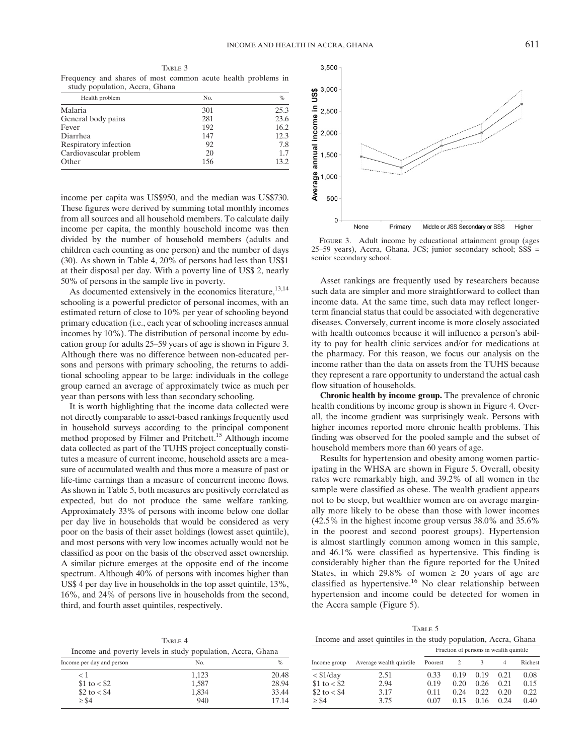Table 3
Frequency and shares of most common acute health problems in study population, Accra, Ghana

| Health problem | No. | % |
|---|---|---|
| Malaria | 301 | 25.3 |
| General body pains | 281 | 23.6 |
| Fever | 192 | 16.2 |
| Diarrhea | 147 | 12.3 |
| Respiratory infection | 92 | 7.8 |
| Cardiovascular problem | 20 | 1.7 |
| Other | 156 | 13.2 |

income per capita was US$950, and the median was US$730. These figures were derived by summing total monthly incomes from all sources and all household members. To calculate daily income per capita, the monthly household income was then divided by the number of household members (adults and children each counting as one person) and the number of days (30). As shown in Table 4, 20% of persons had less than US$1 at their disposal per day. With a poverty line of US$ 2, nearly 50% of persons in the sample live in poverty.

As documented extensively in the economics literature,[13,14] schooling is a powerful predictor of personal incomes, with an estimated return of close to 10% per year of schooling beyond primary education (i.e., each year of schooling increases annual incomes by 10%). The distribution of personal income by education group for adults 25–59 years of age is shown in Figure 3. Although there was no difference between non-educated persons and persons with primary schooling, the returns to additional schooling appear to be large: individuals in the college group earned an average of approximately twice as much per year than persons with less than secondary schooling.

It is worth highlighting that the income data collected were not directly comparable to asset-based rankings frequently used in household surveys according to the principal component method proposed by Filmer and Pritchett.[15] Although income data collected as part of the TUHS project conceptually constitutes a measure of current income, household assets are a measure of accumulated wealth and thus more a measure of past or life-time earnings than a measure of concurrent income flows. As shown in Table 5, both measures are positively correlated as expected, but do not produce the same welfare ranking. Approximately 33% of persons with income below one dollar per day live in households that would be considered as very poor on the basis of their asset holdings (lowest asset quintile), and most persons with very low incomes actually would not be classified as poor on the basis of the observed asset ownership. A similar picture emerges at the opposite end of the income spectrum. Although 40% of persons with incomes higher than US$ 4 per day live in households in the top asset quintile, 13%, 16%, and 24% of persons live in households from the second, third, and fourth asset quintiles, respectively.

Table 4
Income and poverty levels in study population, Accra, Ghana

| Income per day and person | No. | % |
|---|---|---|
| < 1 | 1,123 | 20.48 |
| $1 to < $2 | 1,587 | 28.94 |
| $2 to < $4 | 1,834 | 33.44 |
| ≥ $4 | 940 | 17.14 |

Figure 3. Adult income by educational attainment group (ages 25–59 years), Accra, Ghana. JCS; junior secondary school; SSS = senior secondary school.

Asset rankings are frequently used by researchers because such data are simpler and more straightforward to collect than income data. At the same time, such data may reflect longer-term financial status that could be associated with degenerative diseases. Conversely, current income is more closely associated with health outcomes because it will influence a person's ability to pay for health clinic services and/or for medications at the pharmacy. For this reason, we focus our analysis on the income rather than the data on assets from the TUHS because they represent a rare opportunity to understand the actual cash flow situation of households.

**Chronic health by income group.** The prevalence of chronic health conditions by income group is shown in Figure 4. Overall, the income gradient was surprisingly weak. Persons with higher incomes reported more chronic health problems. This finding was observed for the pooled sample and the subset of household members more than 60 years of age.

Results for hypertension and obesity among women participating in the WHSA are shown in Figure 5. Overall, obesity rates were remarkably high, and 39.2% of all women in the sample were classified as obese. The wealth gradient appears not to be steep, but wealthier women are on average marginally more likely to be obese than those with lower incomes (42.5% in the highest income group versus 38.0% and 35.6% in the poorest and second poorest groups). Hypertension is almost startlingly common among women in this sample, and 46.1% were classified as hypertensive. This finding is considerably higher than the figure reported for the United States, in which 29.8% of women ≥ 20 years of age are classified as hypertensive.[16] No clear relationship between hypertension and income could be detected for women in the Accra sample (Figure 5).

Table 5
Income and asset quintiles in the study population, Accra, Ghana

| | | Fraction of persons in wealth quintile | | | | |
|---|---|---|---|---|---|---|
| Income group | Average wealth quintile | Poorest | 2 | 3 | 4 | Richest |
| < $1/day | 2.51 | 0.33 | 0.19 | 0.19 | 0.21 | 0.08 |
| $1 to < $2 | 2.94 | 0.19 | 0.20 | 0.26 | 0.21 | 0.15 |
| $2 to < $4 | 3.17 | 0.11 | 0.24 | 0.22 | 0.20 | 0.22 |
| ≥ $4 | 3.75 | 0.07 | 0.13 | 0.16 | 0.24 | 0.40 |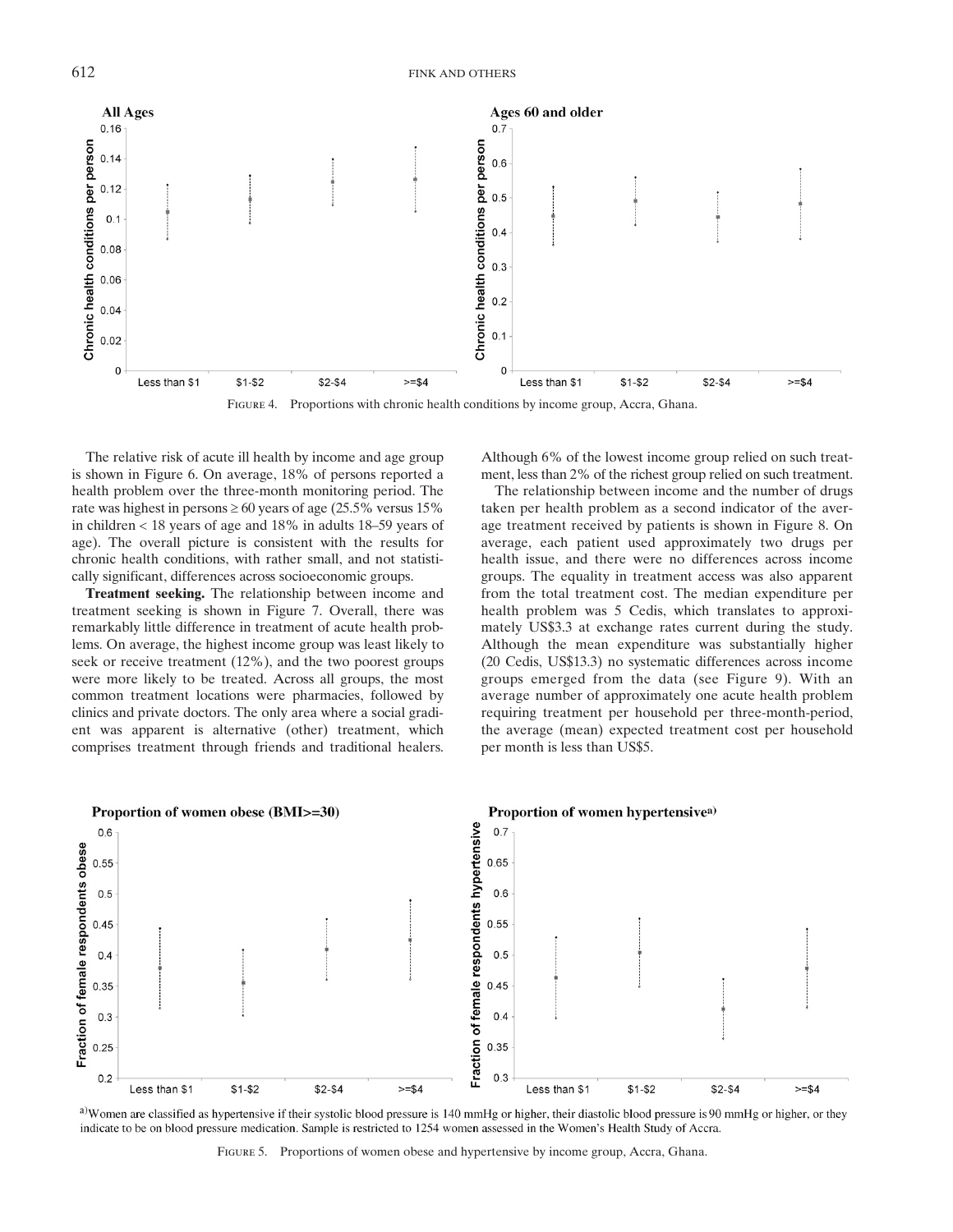FIGURE 4. Proportions with chronic health conditions by income group, Accra, Ghana.

The relative risk of acute ill health by income and age group is shown in Figure 6. On average, 18% of persons reported a health problem over the three-month monitoring period. The rate was highest in persons ≥ 60 years of age (25.5% versus 15% in children < 18 years of age and 18% in adults 18–59 years of age). The overall picture is consistent with the results for chronic health conditions, with rather small, and not statistically significant, differences across socioeconomic groups.

**Treatment seeking.** The relationship between income and treatment seeking is shown in Figure 7. Overall, there was remarkably little difference in treatment of acute health problems. On average, the highest income group was least likely to seek or receive treatment (12%), and the two poorest groups were more likely to be treated. Across all groups, the most common treatment locations were pharmacies, followed by clinics and private doctors. The only area where a social gradient was apparent is alternative (other) treatment, which comprises treatment through friends and traditional healers. Although 6% of the lowest income group relied on such treatment, less than 2% of the richest group relied on such treatment.

The relationship between income and the number of drugs taken per health problem as a second indicator of the average treatment received by patients is shown in Figure 8. On average, each patient used approximately two drugs per health issue, and there were no differences across income groups. The equality in treatment access was also apparent from the total treatment cost. The median expenditure per health problem was 5 Cedis, which translates to approximately US$3.3 at exchange rates current during the study. Although the mean expenditure was substantially higher (20 Cedis, US$13.3) no systematic differences across income groups emerged from the data (see Figure 9). With an average number of approximately one acute health problem requiring treatment per household per three-month-period, the average (mean) expected treatment cost per household per month is less than US$5.

[a]Women are classified as hypertensive if their systolic blood pressure is 140 mmHg or higher, their diastolic blood pressure is 90 mmHg or higher, or they indicate to be on blood pressure medication. Sample is restricted to 1254 women assessed in the Women's Health Study of Accra.

FIGURE 5. Proportions of women obese and hypertensive by income group, Accra, Ghana.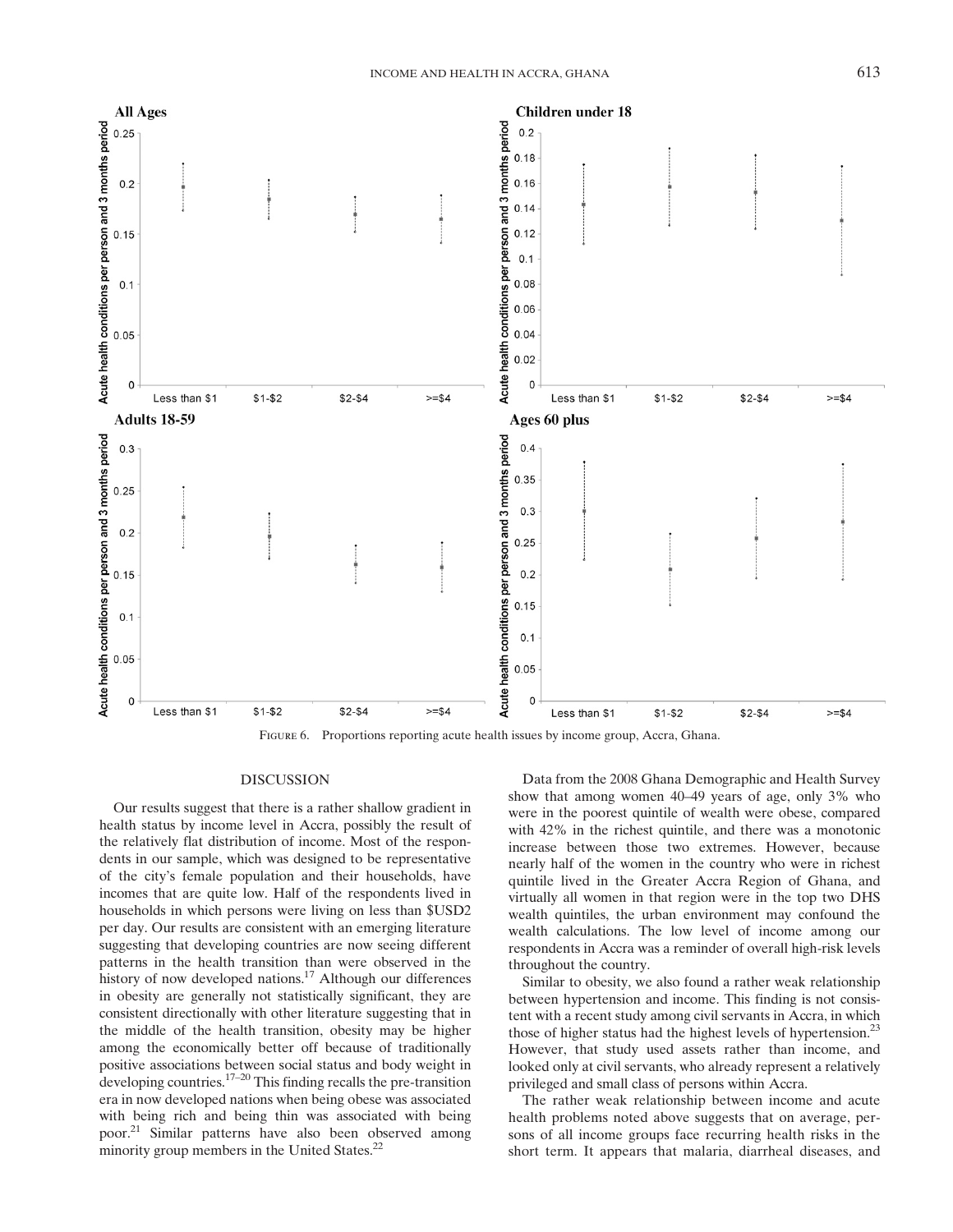FIGURE 6. Proportions reporting acute health issues by income group, Accra, Ghana.

## DISCUSSION

Our results suggest that there is a rather shallow gradient in health status by income level in Accra, possibly the result of the relatively flat distribution of income. Most of the respondents in our sample, which was designed to be representative of the city's female population and their households, have incomes that are quite low. Half of the respondents lived in households in which persons were living on less than $USD2 per day. Our results are consistent with an emerging literature suggesting that developing countries are now seeing different patterns in the health transition than were observed in the history of now developed nations.[17] Although our differences in obesity are generally not statistically significant, they are consistent directionally with other literature suggesting that in the middle of the health transition, obesity may be higher among the economically better off because of traditionally positive associations between social status and body weight in developing countries.[17–20] This finding recalls the pre-transition era in now developed nations when being obese was associated with being rich and being thin was associated with being poor.[21] Similar patterns have also been observed among minority group members in the United States.[22]

Data from the 2008 Ghana Demographic and Health Survey show that among women 40–49 years of age, only 3% who were in the poorest quintile of wealth were obese, compared with 42% in the richest quintile, and there was a monotonic increase between those two extremes. However, because nearly half of the women in the country who were in richest quintile lived in the Greater Accra Region of Ghana, and virtually all women in that region were in the top two DHS wealth quintiles, the urban environment may confound the wealth calculations. The low level of income among our respondents in Accra was a reminder of overall high-risk levels throughout the country.

Similar to obesity, we also found a rather weak relationship between hypertension and income. This finding is not consistent with a recent study among civil servants in Accra, in which those of higher status had the highest levels of hypertension.[23] However, that study used assets rather than income, and looked only at civil servants, who already represent a relatively privileged and small class of persons within Accra.

The rather weak relationship between income and acute health problems noted above suggests that on average, persons of all income groups face recurring health risks in the short term. It appears that malaria, diarrheal diseases, and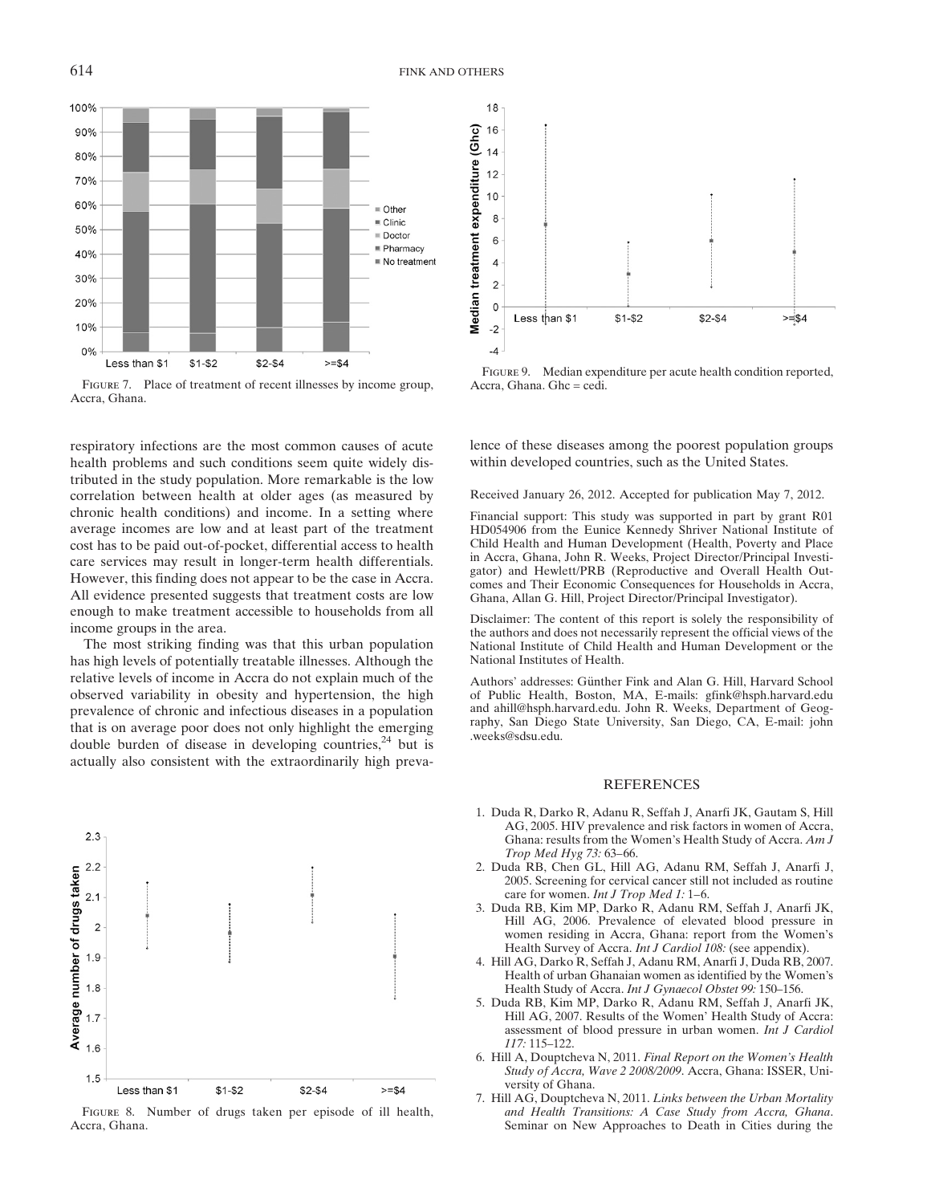FIGURE 7. Place of treatment of recent illnesses by income group, Accra, Ghana.

FIGURE 9. Median expenditure per acute health condition reported, Accra, Ghana. Ghc = cedi.

respiratory infections are the most common causes of acute health problems and such conditions seem quite widely distributed in the study population. More remarkable is the low correlation between health at older ages (as measured by chronic health conditions) and income. In a setting where average incomes are low and at least part of the treatment cost has to be paid out-of-pocket, differential access to health care services may result in longer-term health differentials. However, this finding does not appear to be the case in Accra. All evidence presented suggests that treatment costs are low enough to make treatment accessible to households from all income groups in the area.

The most striking finding was that this urban population has high levels of potentially treatable illnesses. Although the relative levels of income in Accra do not explain much of the observed variability in obesity and hypertension, the high prevalence of chronic and infectious diseases in a population that is on average poor does not only highlight the emerging double burden of disease in developing countries,[24] but is actually also consistent with the extraordinarily high prevalence of these diseases among the poorest population groups within developed countries, such as the United States.

FIGURE 8. Number of drugs taken per episode of ill health, Accra, Ghana.

Received January 26, 2012. Accepted for publication May 7, 2012.

Financial support: This study was supported in part by grant R01 HD054906 from the Eunice Kennedy Shriver National Institute of Child Health and Human Development (Health, Poverty and Place in Accra, Ghana, John R. Weeks, Project Director/Principal Investigator) and Hewlett/PRB (Reproductive and Overall Health Outcomes and Their Economic Consequences for Households in Accra, Ghana, Allan G. Hill, Project Director/Principal Investigator).

Disclaimer: The content of this report is solely the responsibility of the authors and does not necessarily represent the official views of the National Institute of Child Health and Human Development or the National Institutes of Health.

Authors' addresses: Günther Fink and Alan G. Hill, Harvard School of Public Health, Boston, MA, E-mails: gfink@hsph.harvard.edu and ahill@hsph.harvard.edu. John R. Weeks, Department of Geography, San Diego State University, San Diego, CA, E-mail: john.weeks@sdsu.edu.

## REFERENCES

1. Duda R, Darko R, Adanu R, Seffah J, Anarfi JK, Gautam S, Hill AG, 2005. HIV prevalence and risk factors in women of Accra, Ghana: results from the Women's Health Study of Accra. *Am J Trop Med Hyg 73:* 63–66.
2. Duda RB, Chen GL, Hill AG, Adanu RM, Seffah J, Anarfi J, 2005. Screening for cervical cancer still not included as routine care for women. *Int J Trop Med 1:* 1–6.
3. Duda RB, Kim MP, Darko R, Adanu RM, Seffah J, Anarfi JK, Hill AG, 2006. Prevalence of elevated blood pressure in women residing in Accra, Ghana: report from the Women's Health Survey of Accra. *Int J Cardiol 108:* (see appendix).
4. Hill AG, Darko R, Seffah J, Adanu RM, Anarfi J, Duda RB, 2007. Health of urban Ghanaian women as identified by the Women's Health Study of Accra. *Int J Gynaecol Obstet 99:* 150–156.
5. Duda RB, Kim MP, Darko R, Adanu RM, Seffah J, Anarfi JK, Hill AG, 2007. Results of the Women' Health Study of Accra: assessment of blood pressure in urban women. *Int J Cardiol 117:* 115–122.
6. Hill A, Douptcheva N, 2011. *Final Report on the Women's Health Study of Accra, Wave 2 2008/2009*. Accra, Ghana: ISSER, University of Ghana.
7. Hill AG, Douptcheva N, 2011. *Links between the Urban Mortality and Health Transitions: A Case Study from Accra, Ghana*. Seminar on New Approaches to Death in Cities during the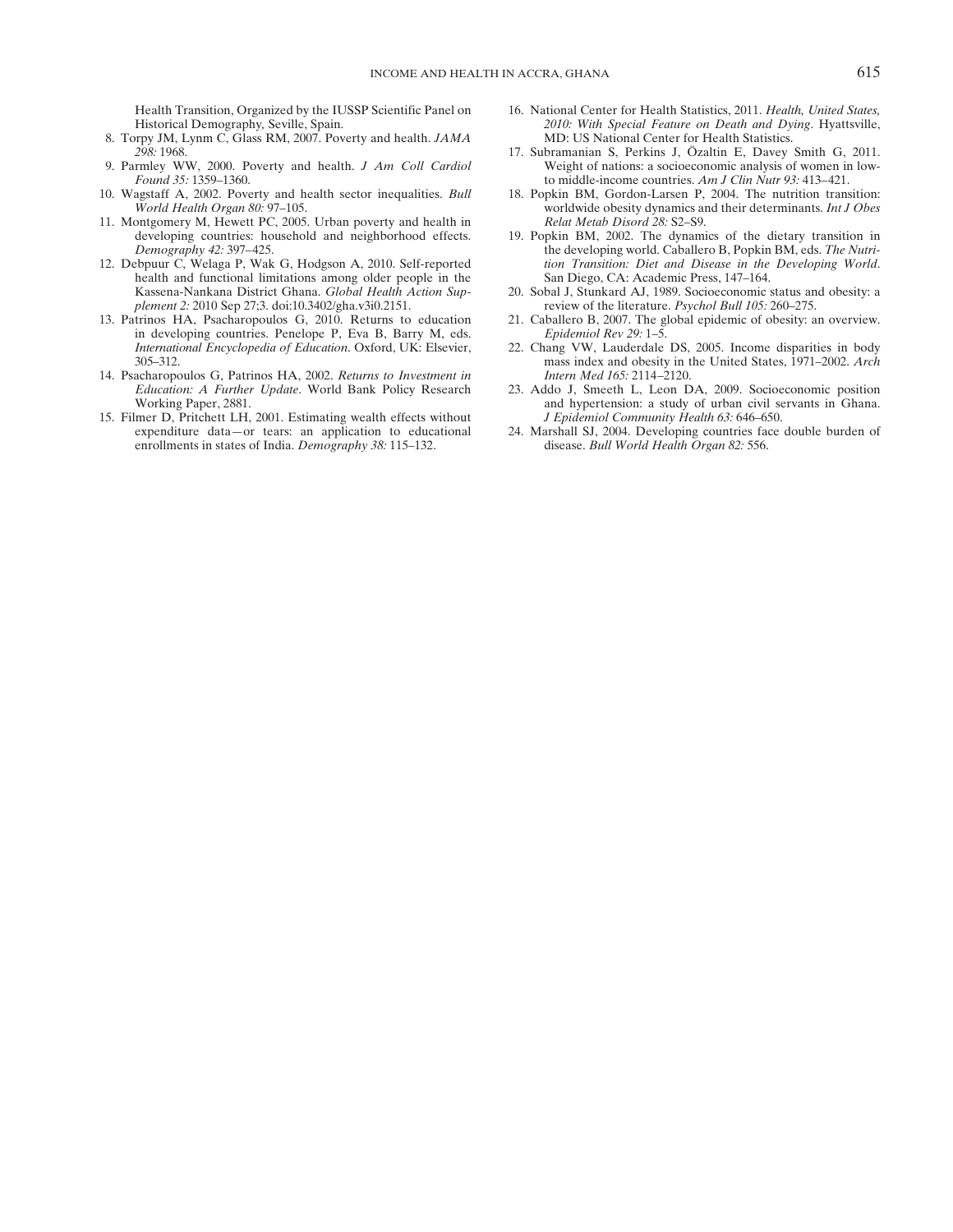Health Transition, Organized by the IUSSP Scientific Panel on Historical Demography, Seville, Spain.

8. Torpy JM, Lynm C, Glass RM, 2007. Poverty and health. *JAMA 298:* 1968.
9. Parmley WW, 2000. Poverty and health. *J Am Coll Cardiol Found 35:* 1359–1360.
10. Wagstaff A, 2002. Poverty and health sector inequalities. *Bull World Health Organ 80:* 97–105.
11. Montgomery M, Hewett PC, 2005. Urban poverty and health in developing countries: household and neighborhood effects. *Demography 42:* 397–425.
12. Debpuur C, Welaga P, Wak G, Hodgson A, 2010. Self-reported health and functional limitations among older people in the Kassena-Nankana District Ghana. *Global Health Action Supplement 2:* 2010 Sep 27;3. doi:10.3402/gha.v3i0.2151.
13. Patrinos HA, Psacharopoulos G, 2010. Returns to education in developing countries. Penelope P, Eva B, Barry M, eds. *International Encyclopedia of Education*. Oxford, UK: Elsevier, 305–312.
14. Psacharopoulos G, Patrinos HA, 2002. *Returns to Investment in Education: A Further Update*. World Bank Policy Research Working Paper, 2881.
15. Filmer D, Pritchett LH, 2001. Estimating wealth effects without expenditure data—or tears: an application to educational enrollments in states of India. *Demography 38:* 115–132.
16. National Center for Health Statistics, 2011. *Health, United States, 2010: With Special Feature on Death and Dying*. Hyattsville, MD: US National Center for Health Statistics.
17. Subramanian S, Perkins J, Özaltin E, Davey Smith G, 2011. Weight of nations: a socioeconomic analysis of women in low- to middle-income countries. *Am J Clin Nutr 93:* 413–421.
18. Popkin BM, Gordon-Larsen P, 2004. The nutrition transition: worldwide obesity dynamics and their determinants. *Int J Obes Relat Metab Disord 28:* S2–S9.
19. Popkin BM, 2002. The dynamics of the dietary transition in the developing world. Caballero B, Popkin BM, eds. *The Nutrition Transition: Diet and Disease in the Developing World*. San Diego, CA: Academic Press, 147–164.
20. Sobal J, Stunkard AJ, 1989. Socioeconomic status and obesity: a review of the literature. *Psychol Bull 105:* 260–275.
21. Caballero B, 2007. The global epidemic of obesity: an overview. *Epidemiol Rev 29:* 1–5.
22. Chang VW, Lauderdale DS, 2005. Income disparities in body mass index and obesity in the United States, 1971–2002. *Arch Intern Med 165:* 2114–2120.
23. Addo J, Smeeth L, Leon DA, 2009. Socioeconomic position and hypertension: a study of urban civil servants in Ghana. *J Epidemiol Community Health 63:* 646–650.
24. Marshall SJ, 2004. Developing countries face double burden of disease. *Bull World Health Organ 82:* 556.